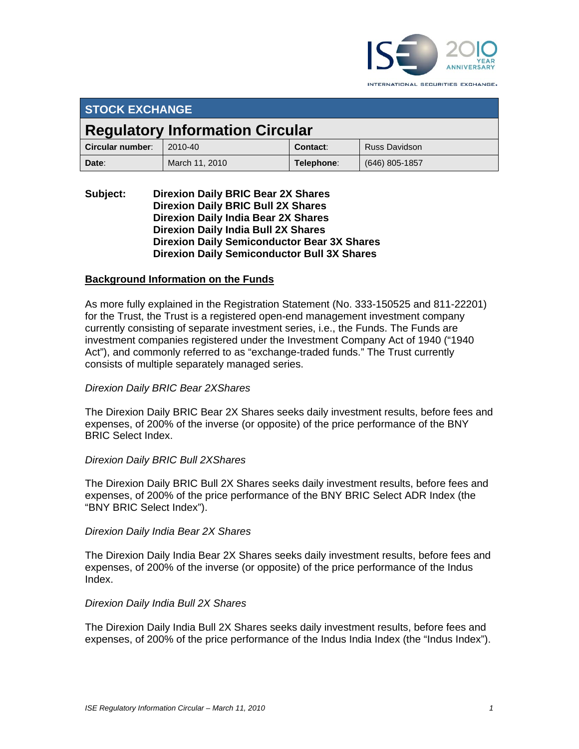INTERNATIONAL SECURITIES EXCHANGE.

## STOCK EXCHANGE

# Regulatory Information Circular

| **Circular number**: | 2010-40 | **Contact**: | Russ Davidson |
|---|---|---|---|
| **Date**: | March 11, 2010 | **Telephone**: | (646) 805-1857 |

**Subject:** **Direxion Daily BRIC Bear 2X Shares**
**Direxion Daily BRIC Bull 2X Shares**
**Direxion Daily India Bear 2X Shares**
**Direxion Daily India Bull 2X Shares**
**Direxion Daily Semiconductor Bear 3X Shares**
**Direxion Daily Semiconductor Bull 3X Shares**

## Background Information on the Funds

As more fully explained in the Registration Statement (No. 333-150525 and 811-22201) for the Trust, the Trust is a registered open-end management investment company currently consisting of separate investment series, i.e., the Funds. The Funds are investment companies registered under the Investment Company Act of 1940 ("1940 Act"), and commonly referred to as "exchange-traded funds." The Trust currently consists of multiple separately managed series.

*Direxion Daily BRIC Bear 2XShares*

The Direxion Daily BRIC Bear 2X Shares seeks daily investment results, before fees and expenses, of 200% of the inverse (or opposite) of the price performance of the BNY BRIC Select Index.

*Direxion Daily BRIC Bull 2XShares*

The Direxion Daily BRIC Bull 2X Shares seeks daily investment results, before fees and expenses, of 200% of the price performance of the BNY BRIC Select ADR Index (the "BNY BRIC Select Index").

*Direxion Daily India Bear 2X Shares*

The Direxion Daily India Bear 2X Shares seeks daily investment results, before fees and expenses, of 200% of the inverse (or opposite) of the price performance of the Indus Index.

*Direxion Daily India Bull 2X Shares*

The Direxion Daily India Bull 2X Shares seeks daily investment results, before fees and expenses, of 200% of the price performance of the Indus India Index (the "Indus Index").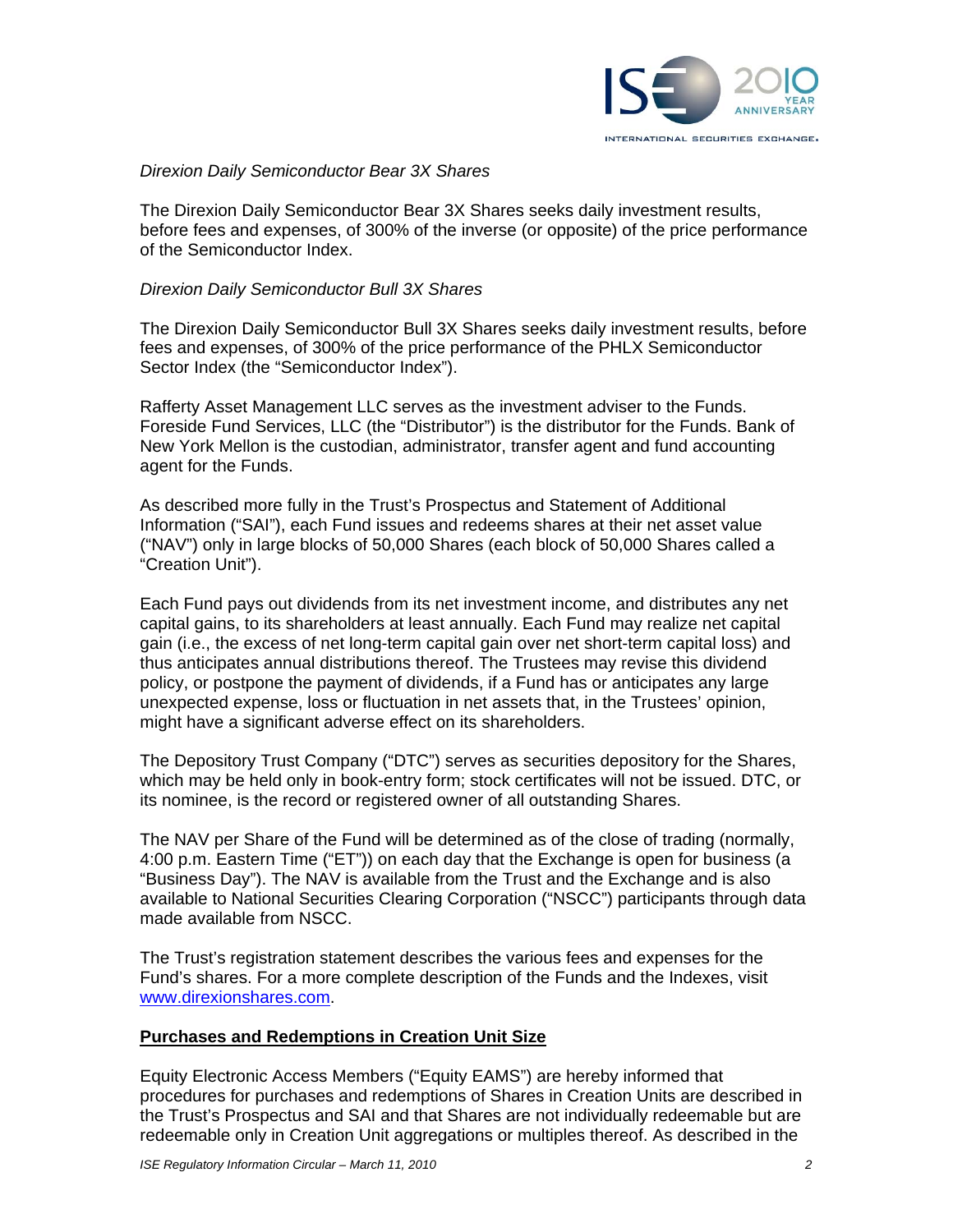*Direxion Daily Semiconductor Bear 3X Shares*

The Direxion Daily Semiconductor Bear 3X Shares seeks daily investment results, before fees and expenses, of 300% of the inverse (or opposite) of the price performance of the Semiconductor Index.

*Direxion Daily Semiconductor Bull 3X Shares*

The Direxion Daily Semiconductor Bull 3X Shares seeks daily investment results, before fees and expenses, of 300% of the price performance of the PHLX Semiconductor Sector Index (the "Semiconductor Index").

Rafferty Asset Management LLC serves as the investment adviser to the Funds. Foreside Fund Services, LLC (the "Distributor") is the distributor for the Funds. Bank of New York Mellon is the custodian, administrator, transfer agent and fund accounting agent for the Funds.

As described more fully in the Trust's Prospectus and Statement of Additional Information ("SAI"), each Fund issues and redeems shares at their net asset value ("NAV") only in large blocks of 50,000 Shares (each block of 50,000 Shares called a "Creation Unit").

Each Fund pays out dividends from its net investment income, and distributes any net capital gains, to its shareholders at least annually. Each Fund may realize net capital gain (i.e., the excess of net long-term capital gain over net short-term capital loss) and thus anticipates annual distributions thereof. The Trustees may revise this dividend policy, or postpone the payment of dividends, if a Fund has or anticipates any large unexpected expense, loss or fluctuation in net assets that, in the Trustees' opinion, might have a significant adverse effect on its shareholders.

The Depository Trust Company ("DTC") serves as securities depository for the Shares, which may be held only in book-entry form; stock certificates will not be issued. DTC, or its nominee, is the record or registered owner of all outstanding Shares.

The NAV per Share of the Fund will be determined as of the close of trading (normally, 4:00 p.m. Eastern Time ("ET")) on each day that the Exchange is open for business (a "Business Day"). The NAV is available from the Trust and the Exchange and is also available to National Securities Clearing Corporation ("NSCC") participants through data made available from NSCC.

The Trust's registration statement describes the various fees and expenses for the Fund's shares. For a more complete description of the Funds and the Indexes, visit www.direxionshares.com.

**Purchases and Redemptions in Creation Unit Size**

Equity Electronic Access Members ("Equity EAMS") are hereby informed that procedures for purchases and redemptions of Shares in Creation Units are described in the Trust's Prospectus and SAI and that Shares are not individually redeemable but are redeemable only in Creation Unit aggregations or multiples thereof. As described in the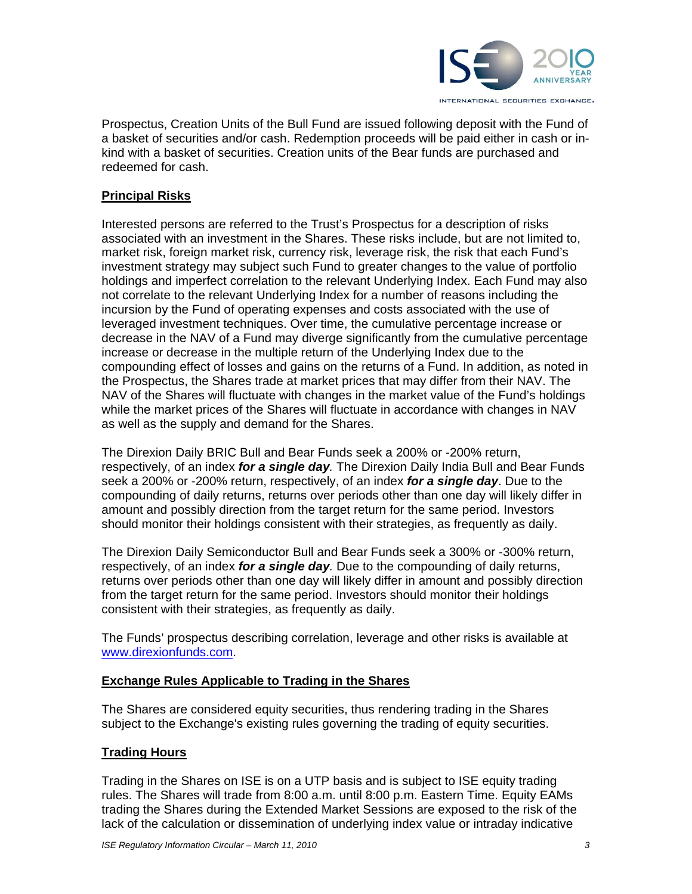Prospectus, Creation Units of the Bull Fund are issued following deposit with the Fund of a basket of securities and/or cash. Redemption proceeds will be paid either in cash or in-kind with a basket of securities. Creation units of the Bear funds are purchased and redeemed for cash.

**Principal Risks**

Interested persons are referred to the Trust's Prospectus for a description of risks associated with an investment in the Shares. These risks include, but are not limited to, market risk, foreign market risk, currency risk, leverage risk, the risk that each Fund's investment strategy may subject such Fund to greater changes to the value of portfolio holdings and imperfect correlation to the relevant Underlying Index. Each Fund may also not correlate to the relevant Underlying Index for a number of reasons including the incursion by the Fund of operating expenses and costs associated with the use of leveraged investment techniques. Over time, the cumulative percentage increase or decrease in the NAV of a Fund may diverge significantly from the cumulative percentage increase or decrease in the multiple return of the Underlying Index due to the compounding effect of losses and gains on the returns of a Fund. In addition, as noted in the Prospectus, the Shares trade at market prices that may differ from their NAV. The NAV of the Shares will fluctuate with changes in the market value of the Fund's holdings while the market prices of the Shares will fluctuate in accordance with changes in NAV as well as the supply and demand for the Shares.

The Direxion Daily BRIC Bull and Bear Funds seek a 200% or -200% return, respectively, of an index ***for a single day***. The Direxion Daily India Bull and Bear Funds seek a 200% or -200% return, respectively, of an index ***for a single day***. Due to the compounding of daily returns, returns over periods other than one day will likely differ in amount and possibly direction from the target return for the same period. Investors should monitor their holdings consistent with their strategies, as frequently as daily.

The Direxion Daily Semiconductor Bull and Bear Funds seek a 300% or -300% return, respectively, of an index ***for a single day***. Due to the compounding of daily returns, returns over periods other than one day will likely differ in amount and possibly direction from the target return for the same period. Investors should monitor their holdings consistent with their strategies, as frequently as daily.

The Funds' prospectus describing correlation, leverage and other risks is available at www.direxionfunds.com.

**Exchange Rules Applicable to Trading in the Shares**

The Shares are considered equity securities, thus rendering trading in the Shares subject to the Exchange's existing rules governing the trading of equity securities.

**Trading Hours**

Trading in the Shares on ISE is on a UTP basis and is subject to ISE equity trading rules. The Shares will trade from 8:00 a.m. until 8:00 p.m. Eastern Time. Equity EAMs trading the Shares during the Extended Market Sessions are exposed to the risk of the lack of the calculation or dissemination of underlying index value or intraday indicative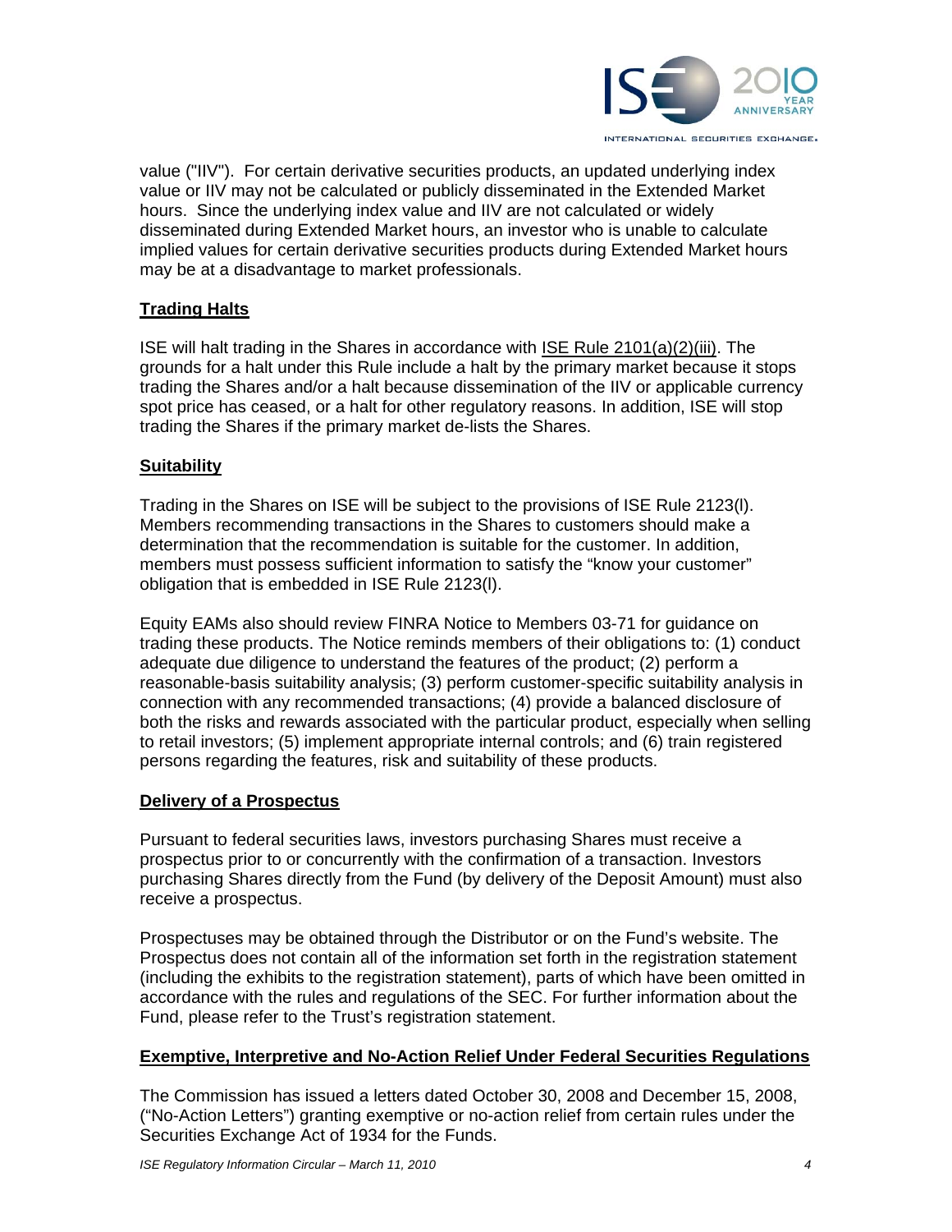value ("IIV"). For certain derivative securities products, an updated underlying index value or IIV may not be calculated or publicly disseminated in the Extended Market hours. Since the underlying index value and IIV are not calculated or widely disseminated during Extended Market hours, an investor who is unable to calculate implied values for certain derivative securities products during Extended Market hours may be at a disadvantage to market professionals.

## Trading Halts

ISE will halt trading in the Shares in accordance with ISE Rule 2101(a)(2)(iii). The grounds for a halt under this Rule include a halt by the primary market because it stops trading the Shares and/or a halt because dissemination of the IIV or applicable currency spot price has ceased, or a halt for other regulatory reasons. In addition, ISE will stop trading the Shares if the primary market de-lists the Shares.

## Suitability

Trading in the Shares on ISE will be subject to the provisions of ISE Rule 2123(l). Members recommending transactions in the Shares to customers should make a determination that the recommendation is suitable for the customer. In addition, members must possess sufficient information to satisfy the "know your customer" obligation that is embedded in ISE Rule 2123(l).

Equity EAMs also should review FINRA Notice to Members 03-71 for guidance on trading these products. The Notice reminds members of their obligations to: (1) conduct adequate due diligence to understand the features of the product; (2) perform a reasonable-basis suitability analysis; (3) perform customer-specific suitability analysis in connection with any recommended transactions; (4) provide a balanced disclosure of both the risks and rewards associated with the particular product, especially when selling to retail investors; (5) implement appropriate internal controls; and (6) train registered persons regarding the features, risk and suitability of these products.

## Delivery of a Prospectus

Pursuant to federal securities laws, investors purchasing Shares must receive a prospectus prior to or concurrently with the confirmation of a transaction. Investors purchasing Shares directly from the Fund (by delivery of the Deposit Amount) must also receive a prospectus.

Prospectuses may be obtained through the Distributor or on the Fund's website. The Prospectus does not contain all of the information set forth in the registration statement (including the exhibits to the registration statement), parts of which have been omitted in accordance with the rules and regulations of the SEC. For further information about the Fund, please refer to the Trust's registration statement.

## Exemptive, Interpretive and No-Action Relief Under Federal Securities Regulations

The Commission has issued a letters dated October 30, 2008 and December 15, 2008, ("No-Action Letters") granting exemptive or no-action relief from certain rules under the Securities Exchange Act of 1934 for the Funds.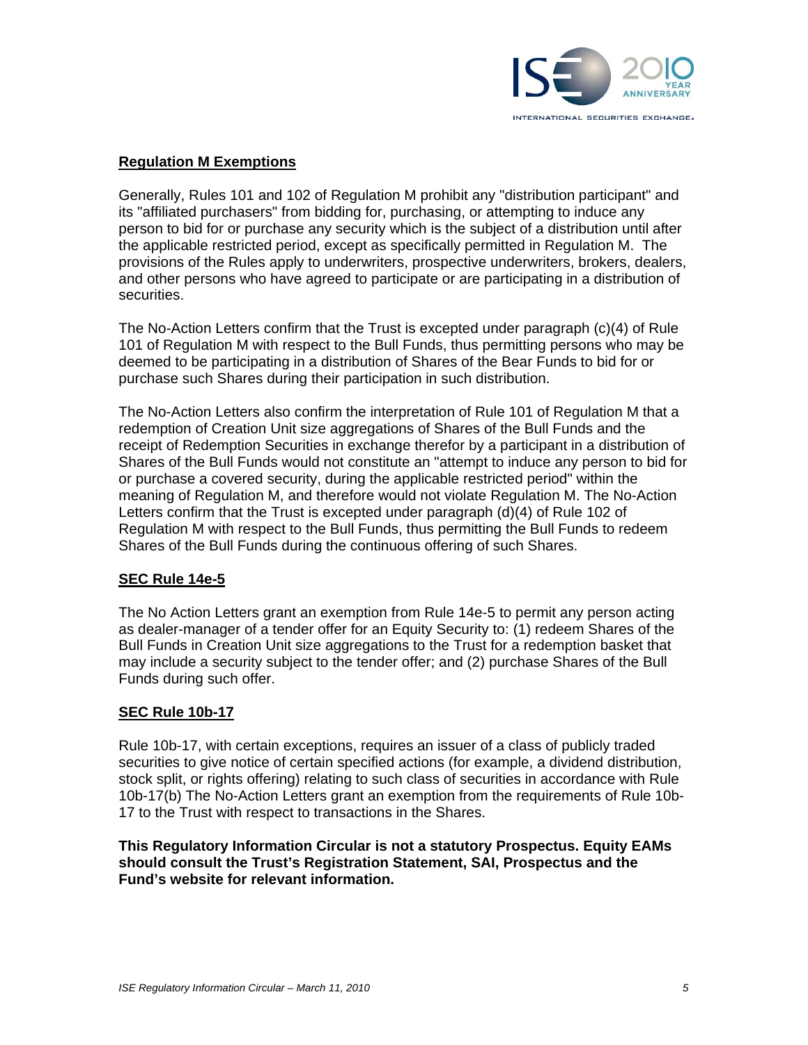**Regulation M Exemptions**

Generally, Rules 101 and 102 of Regulation M prohibit any "distribution participant" and its "affiliated purchasers" from bidding for, purchasing, or attempting to induce any person to bid for or purchase any security which is the subject of a distribution until after the applicable restricted period, except as specifically permitted in Regulation M. The provisions of the Rules apply to underwriters, prospective underwriters, brokers, dealers, and other persons who have agreed to participate or are participating in a distribution of securities.

The No-Action Letters confirm that the Trust is excepted under paragraph (c)(4) of Rule 101 of Regulation M with respect to the Bull Funds, thus permitting persons who may be deemed to be participating in a distribution of Shares of the Bear Funds to bid for or purchase such Shares during their participation in such distribution.

The No-Action Letters also confirm the interpretation of Rule 101 of Regulation M that a redemption of Creation Unit size aggregations of Shares of the Bull Funds and the receipt of Redemption Securities in exchange therefor by a participant in a distribution of Shares of the Bull Funds would not constitute an "attempt to induce any person to bid for or purchase a covered security, during the applicable restricted period" within the meaning of Regulation M, and therefore would not violate Regulation M. The No-Action Letters confirm that the Trust is excepted under paragraph (d)(4) of Rule 102 of Regulation M with respect to the Bull Funds, thus permitting the Bull Funds to redeem Shares of the Bull Funds during the continuous offering of such Shares.

**SEC Rule 14e-5**

The No Action Letters grant an exemption from Rule 14e-5 to permit any person acting as dealer-manager of a tender offer for an Equity Security to: (1) redeem Shares of the Bull Funds in Creation Unit size aggregations to the Trust for a redemption basket that may include a security subject to the tender offer; and (2) purchase Shares of the Bull Funds during such offer.

**SEC Rule 10b-17**

Rule 10b-17, with certain exceptions, requires an issuer of a class of publicly traded securities to give notice of certain specified actions (for example, a dividend distribution, stock split, or rights offering) relating to such class of securities in accordance with Rule 10b-17(b) The No-Action Letters grant an exemption from the requirements of Rule 10b-17 to the Trust with respect to transactions in the Shares.

**This Regulatory Information Circular is not a statutory Prospectus. Equity EAMs should consult the Trust's Registration Statement, SAI, Prospectus and the Fund's website for relevant information.**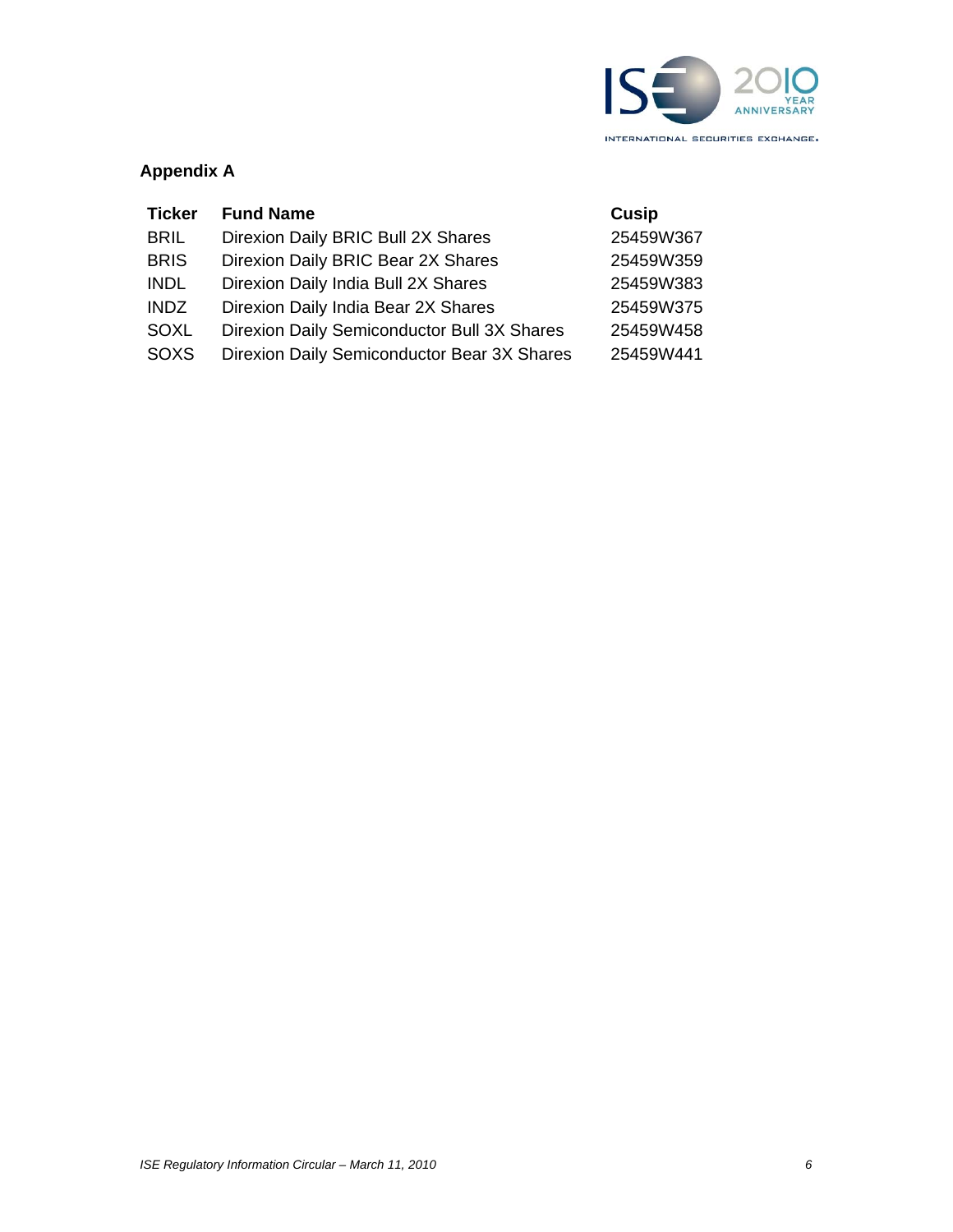## Appendix A

| Ticker | Fund Name | Cusip |
|---|---|---|
| BRIL | Direxion Daily BRIC Bull 2X Shares | 25459W367 |
| BRIS | Direxion Daily BRIC Bear 2X Shares | 25459W359 |
| INDL | Direxion Daily India Bull 2X Shares | 25459W383 |
| INDZ | Direxion Daily India Bear 2X Shares | 25459W375 |
| SOXL | Direxion Daily Semiconductor Bull 3X Shares | 25459W458 |
| SOXS | Direxion Daily Semiconductor Bear 3X Shares | 25459W441 |